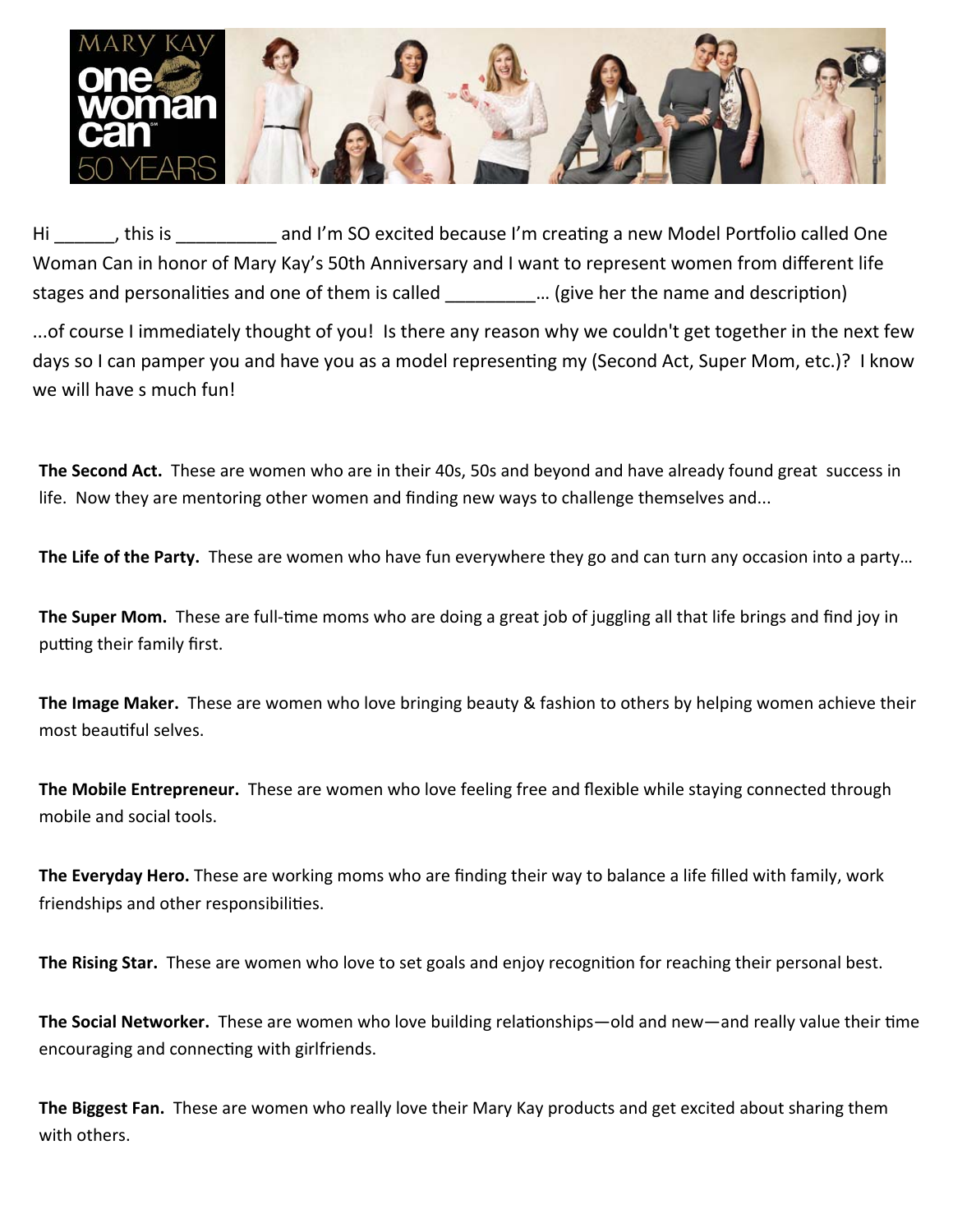Hi ______, this is __________ and I'm SO excited because I'm creating a new Model Portfolio called One Woman Can in honor of Mary Kay's 50th Anniversary and I want to represent women from different life stages and personalities and one of them is called _________… (give her the name and description)

...of course I immediately thought of you! Is there any reason why we couldn't get together in the next few days so I can pamper you and have you as a model representing my (Second Act, Super Mom, etc.)? I know we will have s much fun!

**The Second Act.** These are women who are in their 40s, 50s and beyond and have already found great success in life. Now they are mentoring other women and finding new ways to challenge themselves and...

**The Life of the Party.** These are women who have fun everywhere they go and can turn any occasion into a party…

**The Super Mom.** These are full-time moms who are doing a great job of juggling all that life brings and find joy in putting their family first.

**The Image Maker.** These are women who love bringing beauty & fashion to others by helping women achieve their most beautiful selves.

**The Mobile Entrepreneur.** These are women who love feeling free and flexible while staying connected through mobile and social tools.

**The Everyday Hero.** These are working moms who are finding their way to balance a life filled with family, work friendships and other responsibilities.

**The Rising Star.** These are women who love to set goals and enjoy recognition for reaching their personal best.

**The Social Networker.** These are women who love building relationships—old and new—and really value their time encouraging and connecting with girlfriends.

**The Biggest Fan.** These are women who really love their Mary Kay products and get excited about sharing them with others.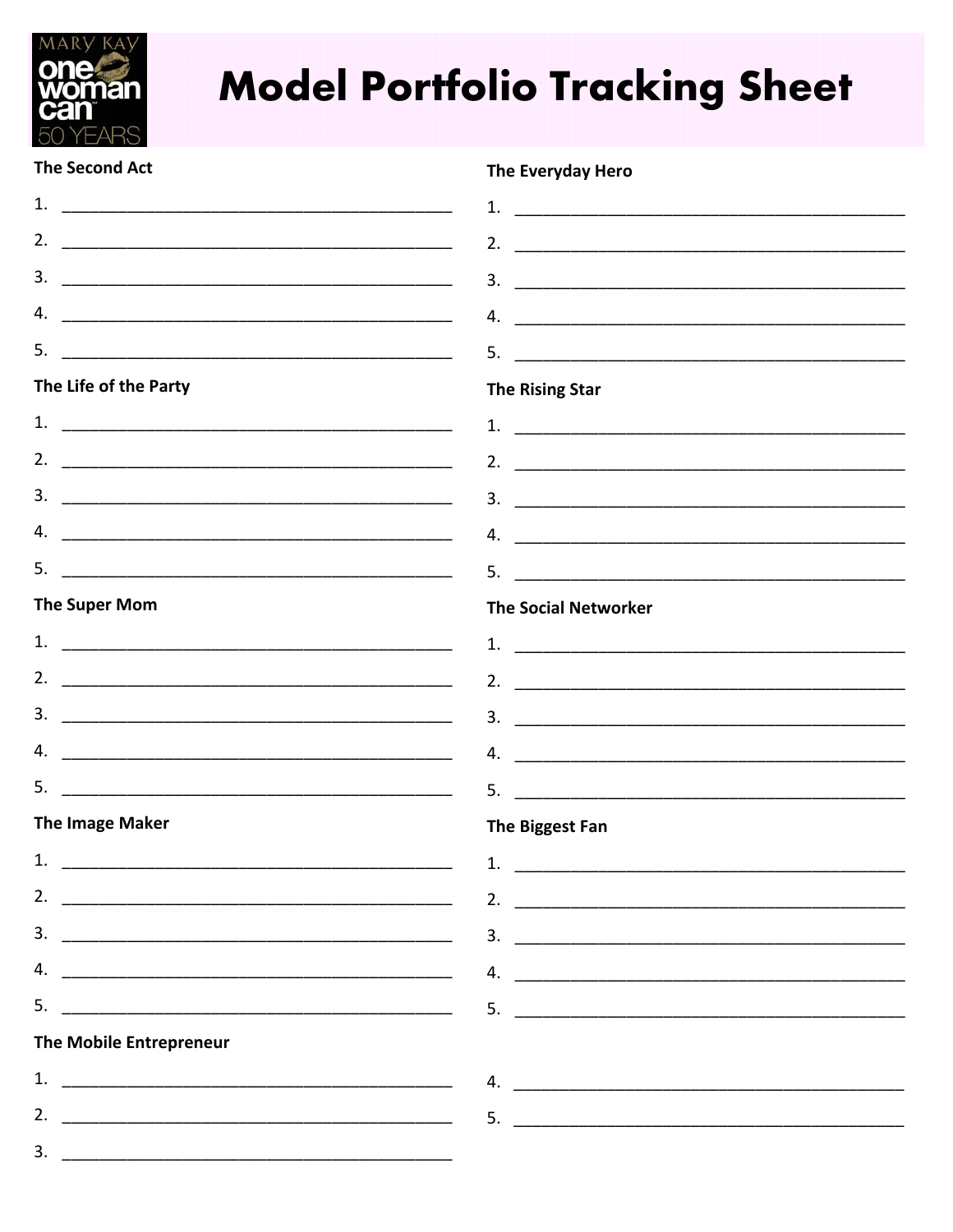# Model Portfolio Tracking Sheet

MARY KAY one woman can 50 YEARS

**The Second Act**

1. ____________________________________________
2. ____________________________________________
3. ____________________________________________
4. ____________________________________________
5. ____________________________________________

**The Life of the Party**

1. ____________________________________________
2. ____________________________________________
3. ____________________________________________
4. ____________________________________________
5. ____________________________________________

**The Super Mom**

1. ____________________________________________
2. ____________________________________________
3. ____________________________________________
4. ____________________________________________
5. ____________________________________________

**The Image Maker**

1. ____________________________________________
2. ____________________________________________
3. ____________________________________________
4. ____________________________________________
5. ____________________________________________

**The Mobile Entrepreneur**

1. ____________________________________________
2. ____________________________________________
3. ____________________________________________
4. ____________________________________________
5. ____________________________________________

**The Everyday Hero**

1. ____________________________________________
2. ____________________________________________
3. ____________________________________________
4. ____________________________________________
5. ____________________________________________

**The Rising Star**

1. ____________________________________________
2. ____________________________________________
3. ____________________________________________
4. ____________________________________________
5. ____________________________________________

**The Social Networker**

1. ____________________________________________
2. ____________________________________________
3. ____________________________________________
4. ____________________________________________
5. ____________________________________________

**The Biggest Fan**

1. ____________________________________________
2. ____________________________________________
3. ____________________________________________
4. ____________________________________________
5. ____________________________________________